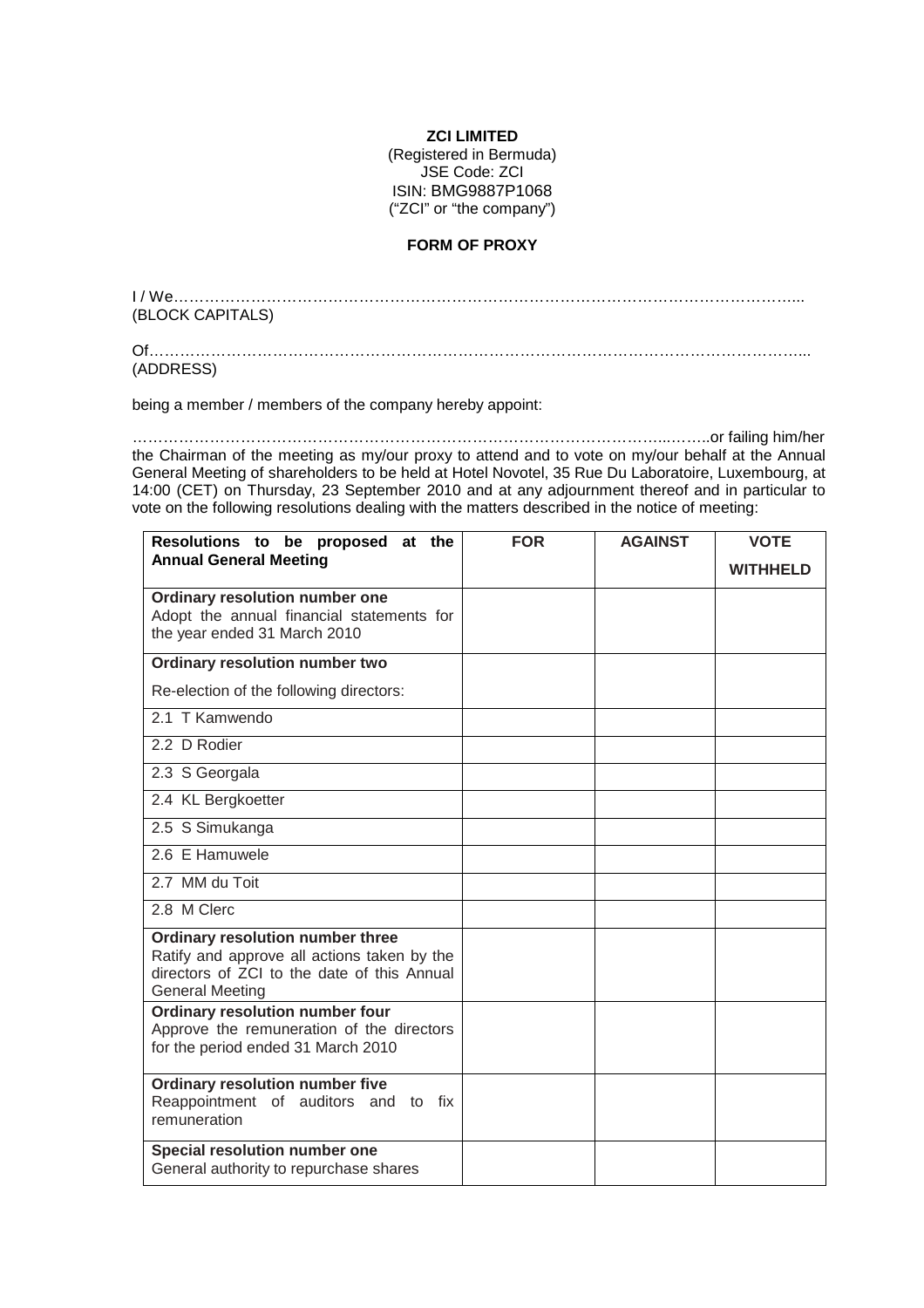**ZCI LIMITED**
(Registered in Bermuda)
JSE Code: ZCI
ISIN: BMG9887P1068
("ZCI" or "the company")

**FORM OF PROXY**

I / We…………………………………………………………………………………………………………...
(BLOCK CAPITALS)

Of……………………………………………………………………………………………………………...
(ADDRESS)

being a member / members of the company hereby appoint:

……………………………………………………………………………………………..……..or failing him/her the Chairman of the meeting as my/our proxy to attend and to vote on my/our behalf at the Annual General Meeting of shareholders to be held at Hotel Novotel, 35 Rue Du Laboratoire, Luxembourg, at 14:00 (CET) on Thursday, 23 September 2010 and at any adjournment thereof and in particular to vote on the following resolutions dealing with the matters described in the notice of meeting:

| Resolutions to be proposed at the Annual General Meeting | FOR | AGAINST | VOTE WITHHELD |
|---|---|---|---|
| **Ordinary resolution number one** Adopt the annual financial statements for the year ended 31 March 2010 | | | |
| **Ordinary resolution number two** | | | |
| Re-election of the following directors: | | | |
| 2.1 T Kamwendo | | | |
| 2.2 D Rodier | | | |
| 2.3 S Georgala | | | |
| 2.4 KL Bergkoetter | | | |
| 2.5 S Simukanga | | | |
| 2.6 E Hamuwele | | | |
| 2.7 MM du Toit | | | |
| 2.8 M Clerc | | | |
| **Ordinary resolution number three** Ratify and approve all actions taken by the directors of ZCI to the date of this Annual General Meeting | | | |
| **Ordinary resolution number four** Approve the remuneration of the directors for the period ended 31 March 2010 | | | |
| **Ordinary resolution number five** Reappointment of auditors and to fix remuneration | | | |
| **Special resolution number one** General authority to repurchase shares | | | |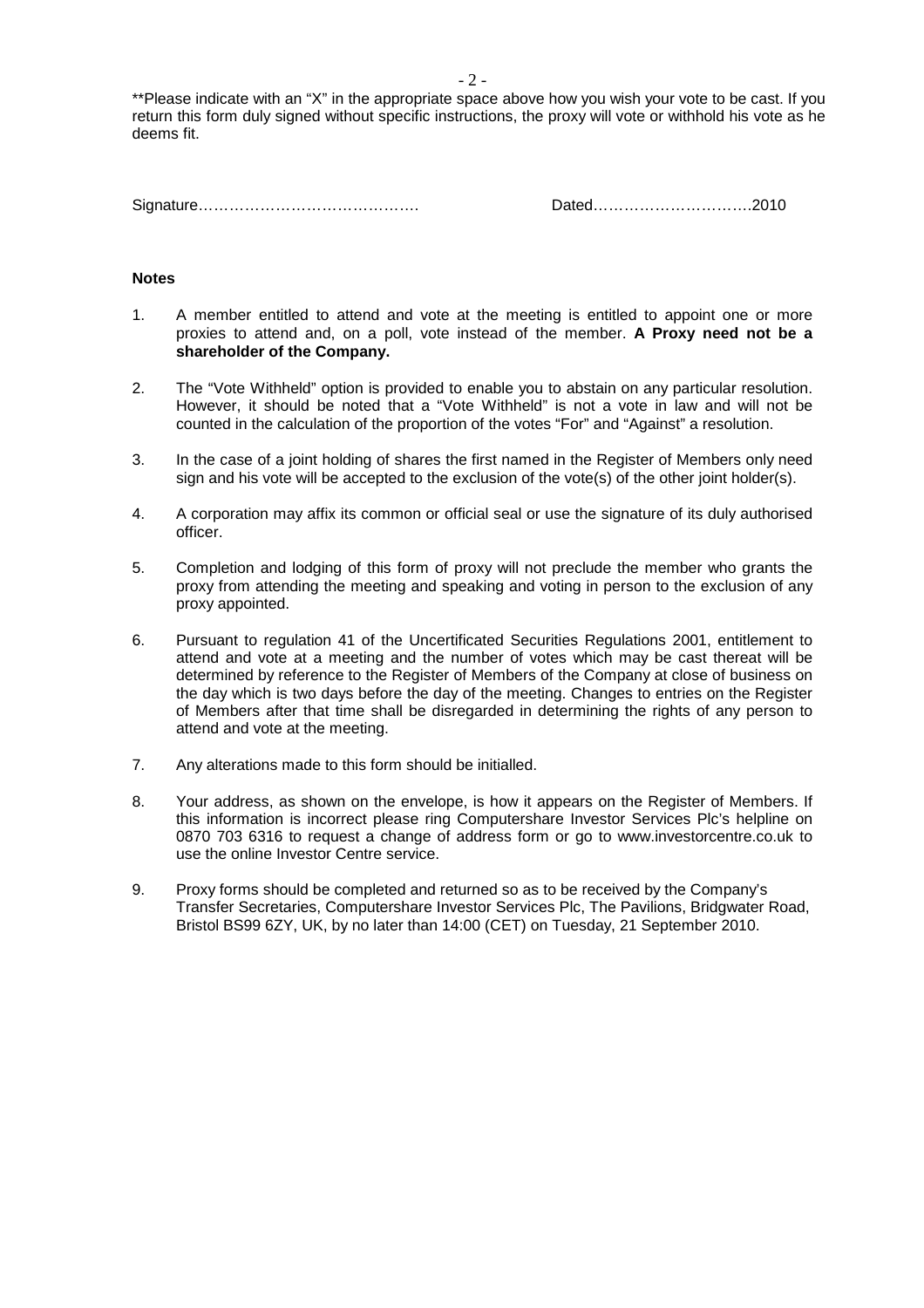**Please indicate with an "X" in the appropriate space above how you wish your vote to be cast. If you return this form duly signed without specific instructions, the proxy will vote or withhold his vote as he deems fit.

Signature……………………………………. Dated………………………….2010

**Notes**

1. A member entitled to attend and vote at the meeting is entitled to appoint one or more proxies to attend and, on a poll, vote instead of the member. **A Proxy need not be a shareholder of the Company.**

2. The "Vote Withheld" option is provided to enable you to abstain on any particular resolution. However, it should be noted that a "Vote Withheld" is not a vote in law and will not be counted in the calculation of the proportion of the votes "For" and "Against" a resolution.

3. In the case of a joint holding of shares the first named in the Register of Members only need sign and his vote will be accepted to the exclusion of the vote(s) of the other joint holder(s).

4. A corporation may affix its common or official seal or use the signature of its duly authorised officer.

5. Completion and lodging of this form of proxy will not preclude the member who grants the proxy from attending the meeting and speaking and voting in person to the exclusion of any proxy appointed.

6. Pursuant to regulation 41 of the Uncertificated Securities Regulations 2001, entitlement to attend and vote at a meeting and the number of votes which may be cast thereat will be determined by reference to the Register of Members of the Company at close of business on the day which is two days before the day of the meeting. Changes to entries on the Register of Members after that time shall be disregarded in determining the rights of any person to attend and vote at the meeting.

7. Any alterations made to this form should be initialled.

8. Your address, as shown on the envelope, is how it appears on the Register of Members. If this information is incorrect please ring Computershare Investor Services Plc's helpline on 0870 703 6316 to request a change of address form or go to www.investorcentre.co.uk to use the online Investor Centre service.

9. Proxy forms should be completed and returned so as to be received by the Company's Transfer Secretaries, Computershare Investor Services Plc, The Pavilions, Bridgwater Road, Bristol BS99 6ZY, UK, by no later than 14:00 (CET) on Tuesday, 21 September 2010.